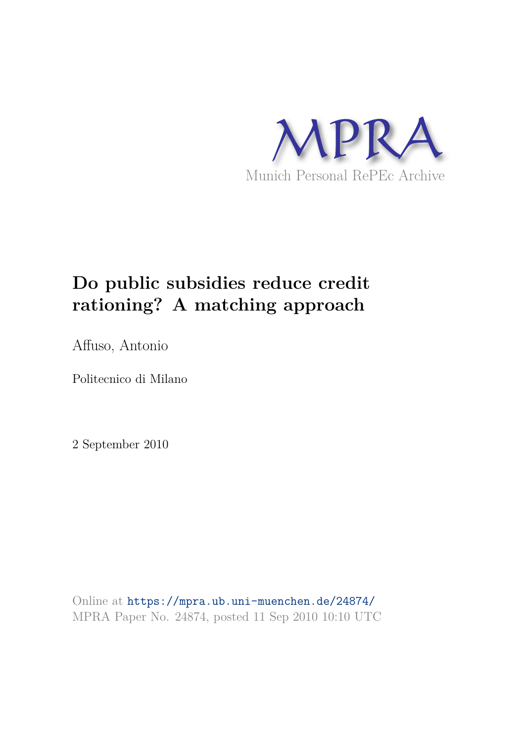MPRA

Munich Personal RePEc Archive

# Do public subsidies reduce credit rationing? A matching approach

Affuso, Antonio

Politecnico di Milano

2 September 2010

Online at https://mpra.ub.uni-muenchen.de/24874/
MPRA Paper No. 24874, posted 11 Sep 2010 10:10 UTC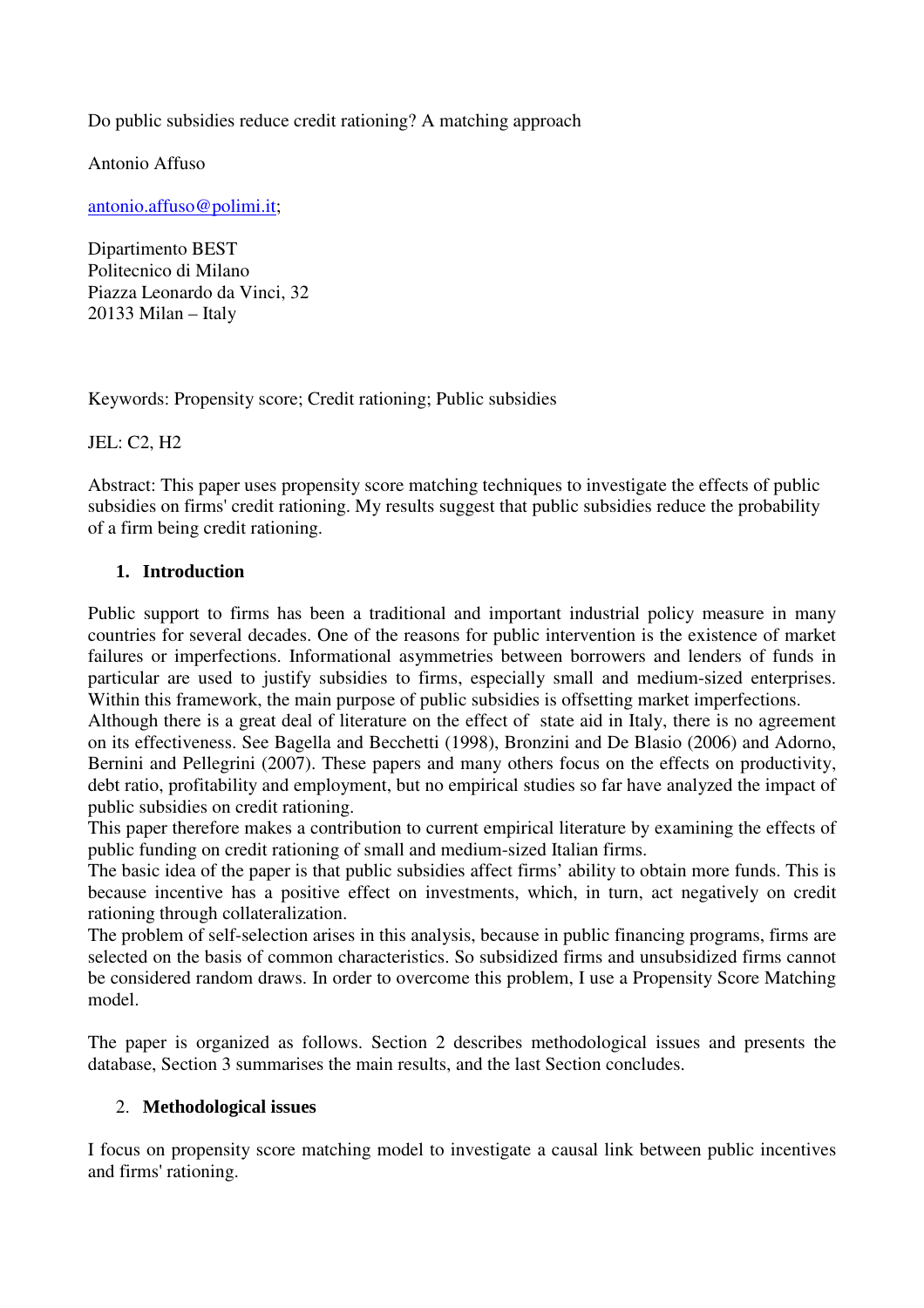Do public subsidies reduce credit rationing? A matching approach

Antonio Affuso

antonio.affuso@polimi.it;

Dipartimento BEST
Politecnico di Milano
Piazza Leonardo da Vinci, 32
20133 Milan – Italy

Keywords: Propensity score; Credit rationing; Public subsidies

JEL: C2, H2

Abstract: This paper uses propensity score matching techniques to investigate the effects of public subsidies on firms' credit rationing. My results suggest that public subsidies reduce the probability of a firm being credit rationing.

## 1. Introduction

Public support to firms has been a traditional and important industrial policy measure in many countries for several decades. One of the reasons for public intervention is the existence of market failures or imperfections. Informational asymmetries between borrowers and lenders of funds in particular are used to justify subsidies to firms, especially small and medium-sized enterprises. Within this framework, the main purpose of public subsidies is offsetting market imperfections.

Although there is a great deal of literature on the effect of state aid in Italy, there is no agreement on its effectiveness. See Bagella and Becchetti (1998), Bronzini and De Blasio (2006) and Adorno, Bernini and Pellegrini (2007). These papers and many others focus on the effects on productivity, debt ratio, profitability and employment, but no empirical studies so far have analyzed the impact of public subsidies on credit rationing.

This paper therefore makes a contribution to current empirical literature by examining the effects of public funding on credit rationing of small and medium-sized Italian firms.

The basic idea of the paper is that public subsidies affect firms' ability to obtain more funds. This is because incentive has a positive effect on investments, which, in turn, act negatively on credit rationing through collateralization.

The problem of self-selection arises in this analysis, because in public financing programs, firms are selected on the basis of common characteristics. So subsidized firms and unsubsidized firms cannot be considered random draws. In order to overcome this problem, I use a Propensity Score Matching model.

The paper is organized as follows. Section 2 describes methodological issues and presents the database, Section 3 summarises the main results, and the last Section concludes.

## 2. Methodological issues

I focus on propensity score matching model to investigate a causal link between public incentives and firms' rationing.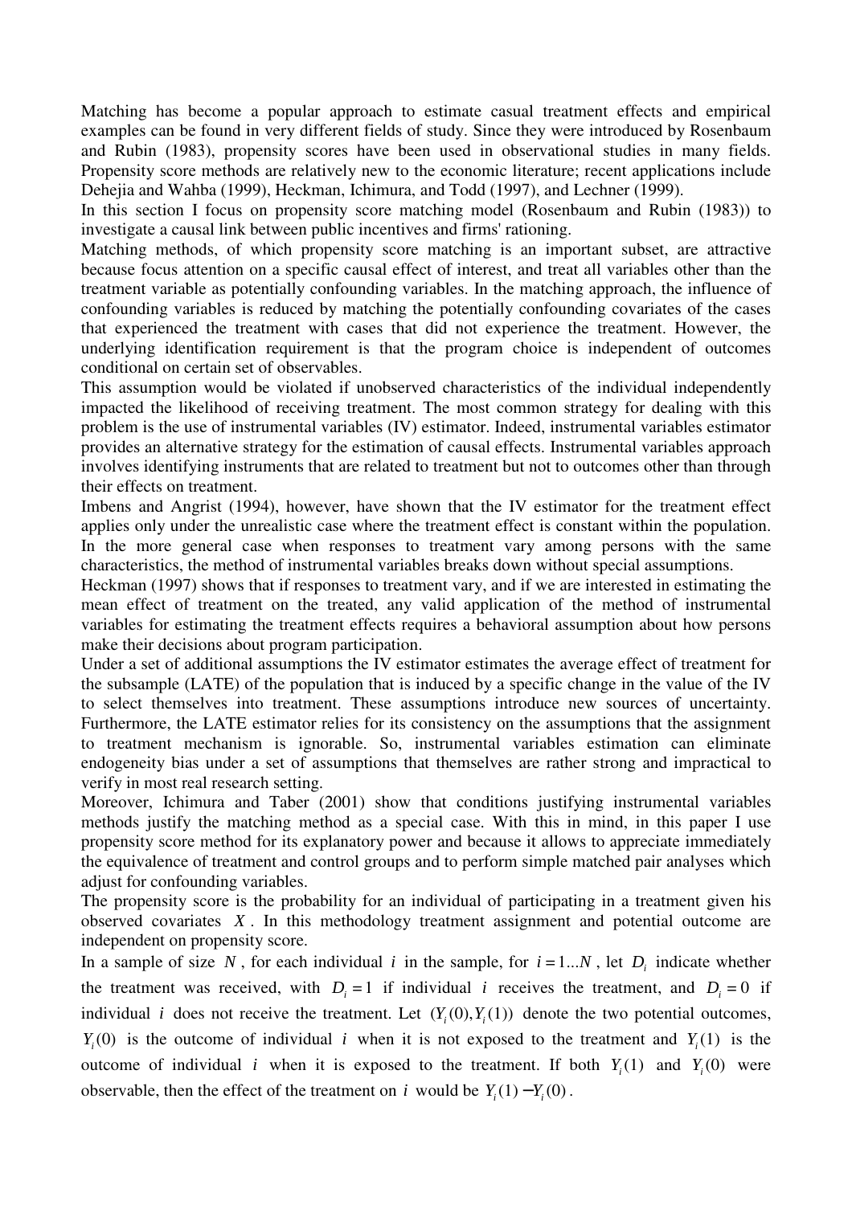Matching has become a popular approach to estimate casual treatment effects and empirical examples can be found in very different fields of study. Since they were introduced by Rosenbaum and Rubin (1983), propensity scores have been used in observational studies in many fields. Propensity score methods are relatively new to the economic literature; recent applications include Dehejia and Wahba (1999), Heckman, Ichimura, and Todd (1997), and Lechner (1999).

In this section I focus on propensity score matching model (Rosenbaum and Rubin (1983)) to investigate a causal link between public incentives and firms' rationing.

Matching methods, of which propensity score matching is an important subset, are attractive because focus attention on a specific causal effect of interest, and treat all variables other than the treatment variable as potentially confounding variables. In the matching approach, the influence of confounding variables is reduced by matching the potentially confounding covariates of the cases that experienced the treatment with cases that did not experience the treatment. However, the underlying identification requirement is that the program choice is independent of outcomes conditional on certain set of observables.

This assumption would be violated if unobserved characteristics of the individual independently impacted the likelihood of receiving treatment. The most common strategy for dealing with this problem is the use of instrumental variables (IV) estimator. Indeed, instrumental variables estimator provides an alternative strategy for the estimation of causal effects. Instrumental variables approach involves identifying instruments that are related to treatment but not to outcomes other than through their effects on treatment.

Imbens and Angrist (1994), however, have shown that the IV estimator for the treatment effect applies only under the unrealistic case where the treatment effect is constant within the population. In the more general case when responses to treatment vary among persons with the same characteristics, the method of instrumental variables breaks down without special assumptions.

Heckman (1997) shows that if responses to treatment vary, and if we are interested in estimating the mean effect of treatment on the treated, any valid application of the method of instrumental variables for estimating the treatment effects requires a behavioral assumption about how persons make their decisions about program participation.

Under a set of additional assumptions the IV estimator estimates the average effect of treatment for the subsample (LATE) of the population that is induced by a specific change in the value of the IV to select themselves into treatment. These assumptions introduce new sources of uncertainty. Furthermore, the LATE estimator relies for its consistency on the assumptions that the assignment to treatment mechanism is ignorable. So, instrumental variables estimation can eliminate endogeneity bias under a set of assumptions that themselves are rather strong and impractical to verify in most real research setting.

Moreover, Ichimura and Taber (2001) show that conditions justifying instrumental variables methods justify the matching method as a special case. With this in mind, in this paper I use propensity score method for its explanatory power and because it allows to appreciate immediately the equivalence of treatment and control groups and to perform simple matched pair analyses which adjust for confounding variables.

The propensity score is the probability for an individual of participating in a treatment given his observed covariates $X$. In this methodology treatment assignment and potential outcome are independent on propensity score.

In a sample of size $N$, for each individual $i$ in the sample, for $i = 1...N$, let $D_i$ indicate whether the treatment was received, with $D_i = 1$ if individual $i$ receives the treatment, and $D_i = 0$ if individual $i$ does not receive the treatment. Let $(Y_i(0), Y_i(1))$ denote the two potential outcomes, $Y_i(0)$ is the outcome of individual $i$ when it is not exposed to the treatment and $Y_i(1)$ is the outcome of individual $i$ when it is exposed to the treatment. If both $Y_i(1)$ and $Y_i(0)$ were observable, then the effect of the treatment on $i$ would be $Y_i(1) - Y_i(0)$.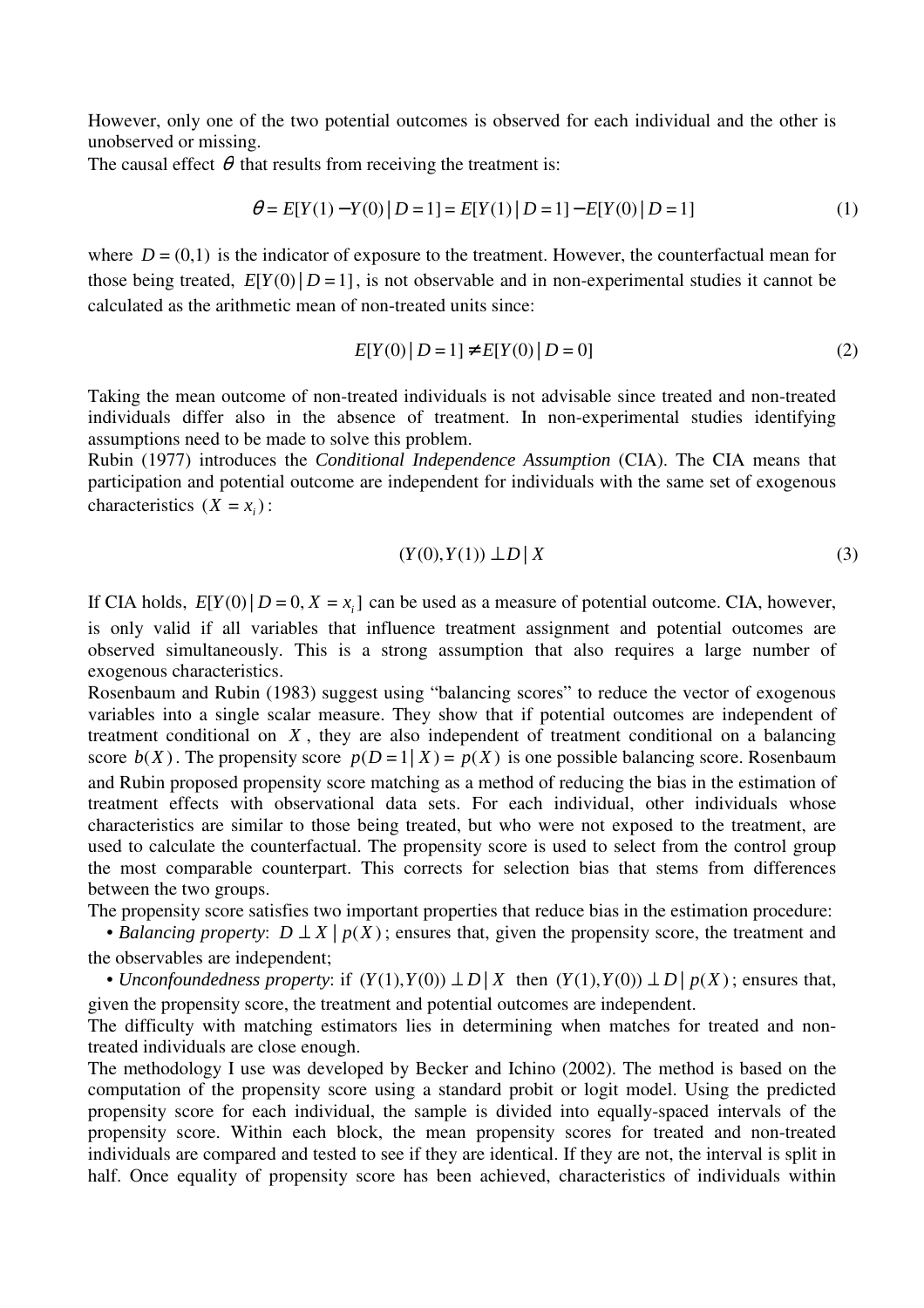However, only one of the two potential outcomes is observed for each individual and the other is unobserved or missing.
The causal effect $\theta$ that results from receiving the treatment is:

$$\theta = E[Y(1) - Y(0) \mid D = 1] = E[Y(1) \mid D = 1] - E[Y(0) \mid D = 1] \tag{1}$$

where $D = (0,1)$ is the indicator of exposure to the treatment. However, the counterfactual mean for those being treated, $E[Y(0) \mid D = 1]$, is not observable and in non-experimental studies it cannot be calculated as the arithmetic mean of non-treated units since:

$$E[Y(0) \mid D = 1] \neq E[Y(0) \mid D = 0] \tag{2}$$

Taking the mean outcome of non-treated individuals is not advisable since treated and non-treated individuals differ also in the absence of treatment. In non-experimental studies identifying assumptions need to be made to solve this problem.
Rubin (1977) introduces the *Conditional Independence Assumption* (CIA). The CIA means that participation and potential outcome are independent for individuals with the same set of exogenous characteristics $(X = x_i)$:

$$(Y(0), Y(1)) \perp D \mid X \tag{3}$$

If CIA holds, $E[Y(0) \mid D = 0, X = x_i]$ can be used as a measure of potential outcome. CIA, however, is only valid if all variables that influence treatment assignment and potential outcomes are observed simultaneously. This is a strong assumption that also requires a large number of exogenous characteristics.
Rosenbaum and Rubin (1983) suggest using "balancing scores" to reduce the vector of exogenous variables into a single scalar measure. They show that if potential outcomes are independent of treatment conditional on $X$, they are also independent of treatment conditional on a balancing score $b(X)$. The propensity score $p(D = 1 \mid X) = p(X)$ is one possible balancing score. Rosenbaum and Rubin proposed propensity score matching as a method of reducing the bias in the estimation of treatment effects with observational data sets. For each individual, other individuals whose characteristics are similar to those being treated, but who were not exposed to the treatment, are used to calculate the counterfactual. The propensity score is used to select from the control group the most comparable counterpart. This corrects for selection bias that stems from differences between the two groups.
The propensity score satisfies two important properties that reduce bias in the estimation procedure:

- *Balancing property*: $D \perp X \mid p(X)$; ensures that, given the propensity score, the treatment and the observables are independent;
- *Unconfoundedness property*: if $(Y(1), Y(0)) \perp D \mid X$ then $(Y(1), Y(0)) \perp D \mid p(X)$; ensures that, given the propensity score, the treatment and potential outcomes are independent.

The difficulty with matching estimators lies in determining when matches for treated and non-treated individuals are close enough.
The methodology I use was developed by Becker and Ichino (2002). The method is based on the computation of the propensity score using a standard probit or logit model. Using the predicted propensity score for each individual, the sample is divided into equally-spaced intervals of the propensity score. Within each block, the mean propensity scores for treated and non-treated individuals are compared and tested to see if they are identical. If they are not, the interval is split in half. Once equality of propensity score has been achieved, characteristics of individuals within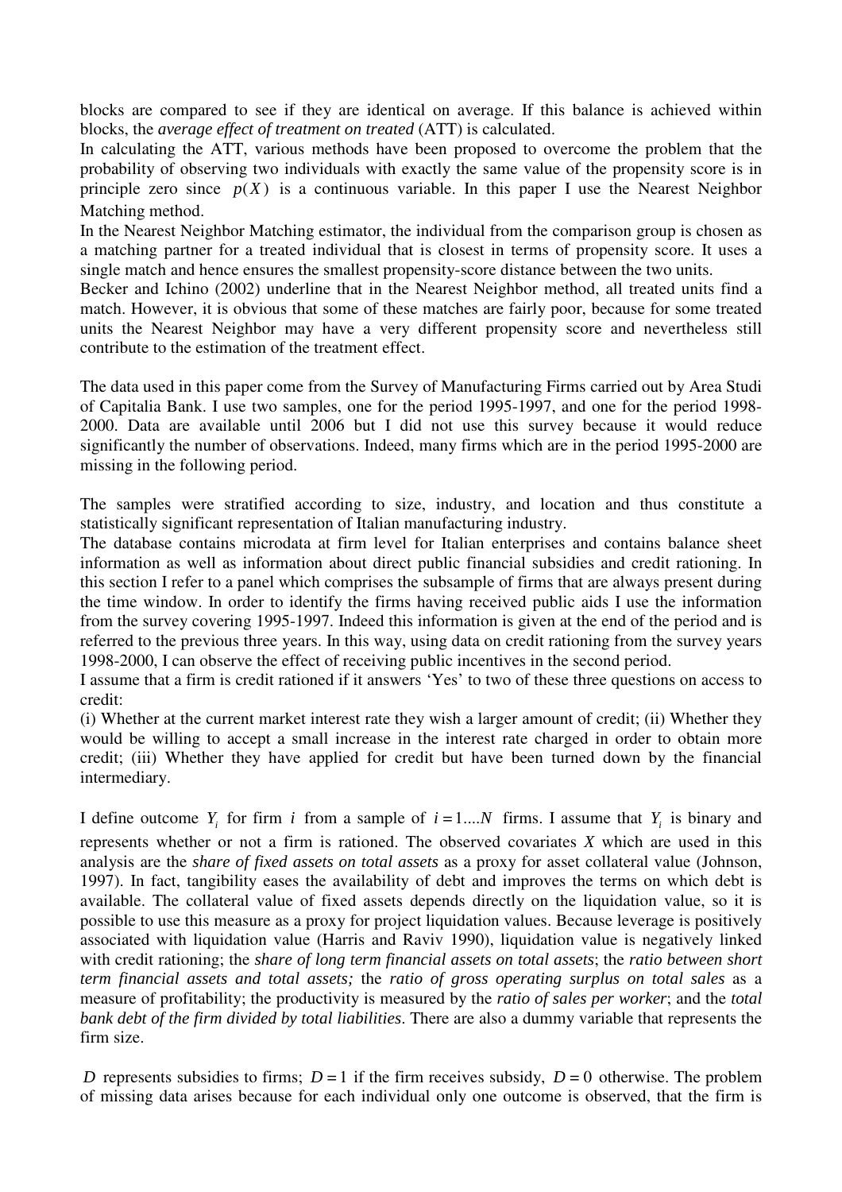blocks are compared to see if they are identical on average. If this balance is achieved within blocks, the *average effect of treatment on treated* (ATT) is calculated.

In calculating the ATT, various methods have been proposed to overcome the problem that the probability of observing two individuals with exactly the same value of the propensity score is in principle zero since $p(X)$ is a continuous variable. In this paper I use the Nearest Neighbor Matching method.

In the Nearest Neighbor Matching estimator, the individual from the comparison group is chosen as a matching partner for a treated individual that is closest in terms of propensity score. It uses a single match and hence ensures the smallest propensity-score distance between the two units.

Becker and Ichino (2002) underline that in the Nearest Neighbor method, all treated units find a match. However, it is obvious that some of these matches are fairly poor, because for some treated units the Nearest Neighbor may have a very different propensity score and nevertheless still contribute to the estimation of the treatment effect.

The data used in this paper come from the Survey of Manufacturing Firms carried out by Area Studi of Capitalia Bank. I use two samples, one for the period 1995-1997, and one for the period 1998-2000. Data are available until 2006 but I did not use this survey because it would reduce significantly the number of observations. Indeed, many firms which are in the period 1995-2000 are missing in the following period.

The samples were stratified according to size, industry, and location and thus constitute a statistically significant representation of Italian manufacturing industry.

The database contains microdata at firm level for Italian enterprises and contains balance sheet information as well as information about direct public financial subsidies and credit rationing. In this section I refer to a panel which comprises the subsample of firms that are always present during the time window. In order to identify the firms having received public aids I use the information from the survey covering 1995-1997. Indeed this information is given at the end of the period and is referred to the previous three years. In this way, using data on credit rationing from the survey years 1998-2000, I can observe the effect of receiving public incentives in the second period.

I assume that a firm is credit rationed if it answers 'Yes' to two of these three questions on access to credit:

(i) Whether at the current market interest rate they wish a larger amount of credit; (ii) Whether they would be willing to accept a small increase in the interest rate charged in order to obtain more credit; (iii) Whether they have applied for credit but have been turned down by the financial intermediary.

I define outcome $Y_i$ for firm $i$ from a sample of $i = 1....N$ firms. I assume that $Y_i$ is binary and represents whether or not a firm is rationed. The observed covariates $X$ which are used in this analysis are the *share of fixed assets on total assets* as a proxy for asset collateral value (Johnson, 1997). In fact, tangibility eases the availability of debt and improves the terms on which debt is available. The collateral value of fixed assets depends directly on the liquidation value, so it is possible to use this measure as a proxy for project liquidation values. Because leverage is positively associated with liquidation value (Harris and Raviv 1990), liquidation value is negatively linked with credit rationing; the *share of long term financial assets on total assets*; the *ratio between short term financial assets and total assets;* the *ratio of gross operating surplus on total sales* as a measure of profitability; the productivity is measured by the *ratio of sales per worker*; and the *total bank debt of the firm divided by total liabilities*. There are also a dummy variable that represents the firm size.

$D$ represents subsidies to firms; $D = 1$ if the firm receives subsidy, $D = 0$ otherwise. The problem of missing data arises because for each individual only one outcome is observed, that the firm is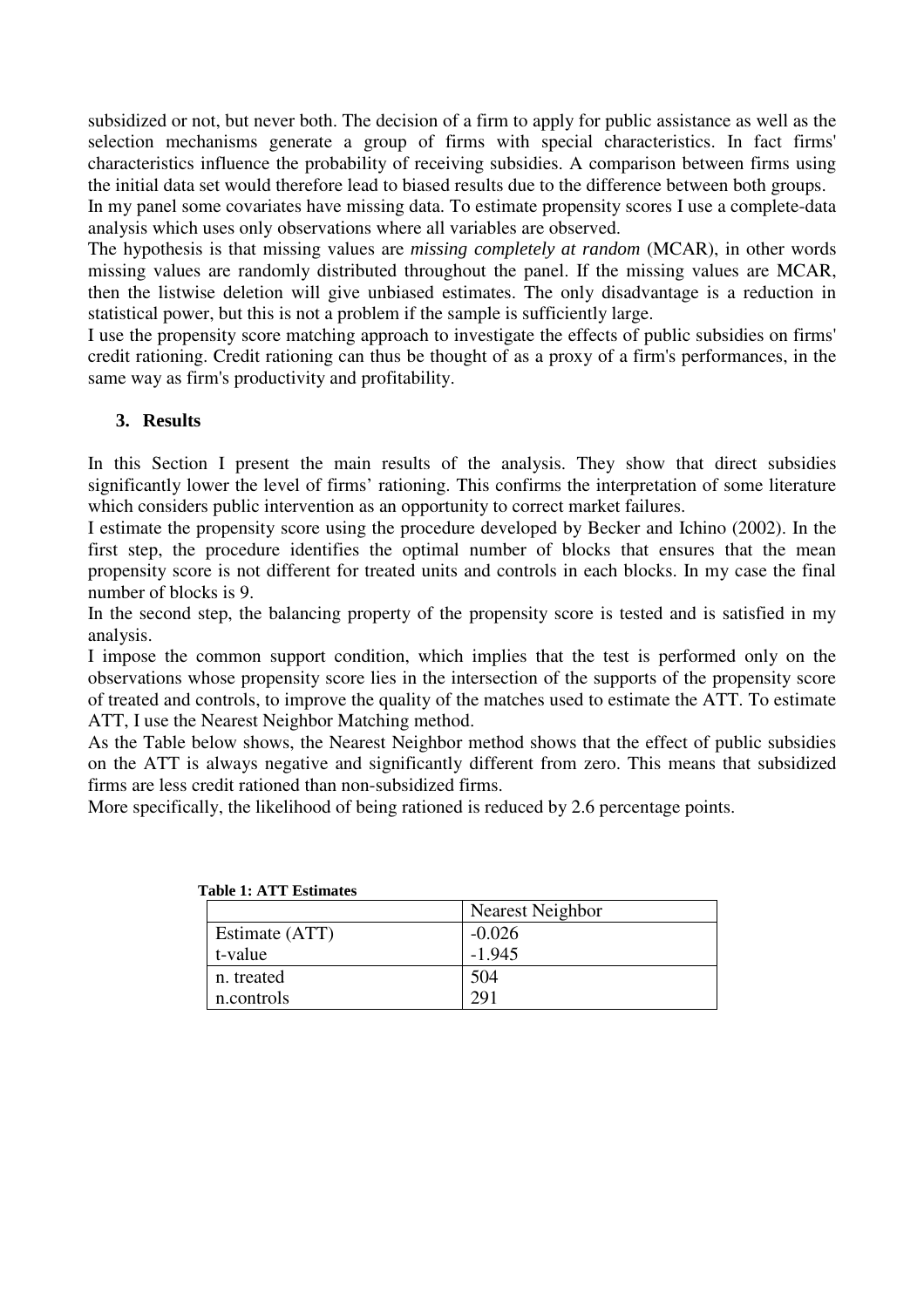subsidized or not, but never both. The decision of a firm to apply for public assistance as well as the selection mechanisms generate a group of firms with special characteristics. In fact firms' characteristics influence the probability of receiving subsidies. A comparison between firms using the initial data set would therefore lead to biased results due to the difference between both groups.

In my panel some covariates have missing data. To estimate propensity scores I use a complete-data analysis which uses only observations where all variables are observed.

The hypothesis is that missing values are *missing completely at random* (MCAR), in other words missing values are randomly distributed throughout the panel. If the missing values are MCAR, then the listwise deletion will give unbiased estimates. The only disadvantage is a reduction in statistical power, but this is not a problem if the sample is sufficiently large.

I use the propensity score matching approach to investigate the effects of public subsidies on firms' credit rationing. Credit rationing can thus be thought of as a proxy of a firm's performances, in the same way as firm's productivity and profitability.

## 3. Results

In this Section I present the main results of the analysis. They show that direct subsidies significantly lower the level of firms' rationing. This confirms the interpretation of some literature which considers public intervention as an opportunity to correct market failures.

I estimate the propensity score using the procedure developed by Becker and Ichino (2002). In the first step, the procedure identifies the optimal number of blocks that ensures that the mean propensity score is not different for treated units and controls in each blocks. In my case the final number of blocks is 9.

In the second step, the balancing property of the propensity score is tested and is satisfied in my analysis.

I impose the common support condition, which implies that the test is performed only on the observations whose propensity score lies in the intersection of the supports of the propensity score of treated and controls, to improve the quality of the matches used to estimate the ATT. To estimate ATT, I use the Nearest Neighbor Matching method.

As the Table below shows, the Nearest Neighbor method shows that the effect of public subsidies on the ATT is always negative and significantly different from zero. This means that subsidized firms are less credit rationed than non-subsidized firms.

More specifically, the likelihood of being rationed is reduced by 2.6 percentage points.

**Table 1: ATT Estimates**

| | Nearest Neighbor |
|---|---|
| Estimate (ATT) | -0.026 |
| t-value | -1.945 |
| n. treated | 504 |
| n.controls | 291 |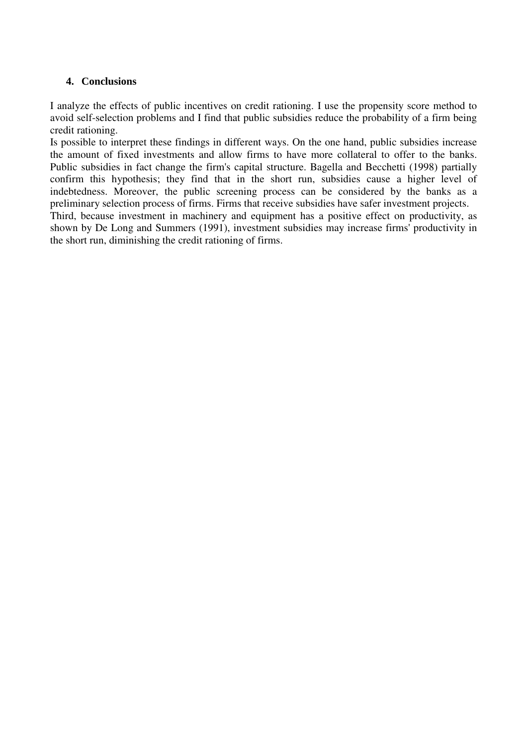## 4. Conclusions

I analyze the effects of public incentives on credit rationing. I use the propensity score method to avoid self-selection problems and I find that public subsidies reduce the probability of a firm being credit rationing.

Is possible to interpret these findings in different ways. On the one hand, public subsidies increase the amount of fixed investments and allow firms to have more collateral to offer to the banks. Public subsidies in fact change the firm's capital structure. Bagella and Becchetti (1998) partially confirm this hypothesis; they find that in the short run, subsidies cause a higher level of indebtedness. Moreover, the public screening process can be considered by the banks as a preliminary selection process of firms. Firms that receive subsidies have safer investment projects.

Third, because investment in machinery and equipment has a positive effect on productivity, as shown by De Long and Summers (1991), investment subsidies may increase firms' productivity in the short run, diminishing the credit rationing of firms.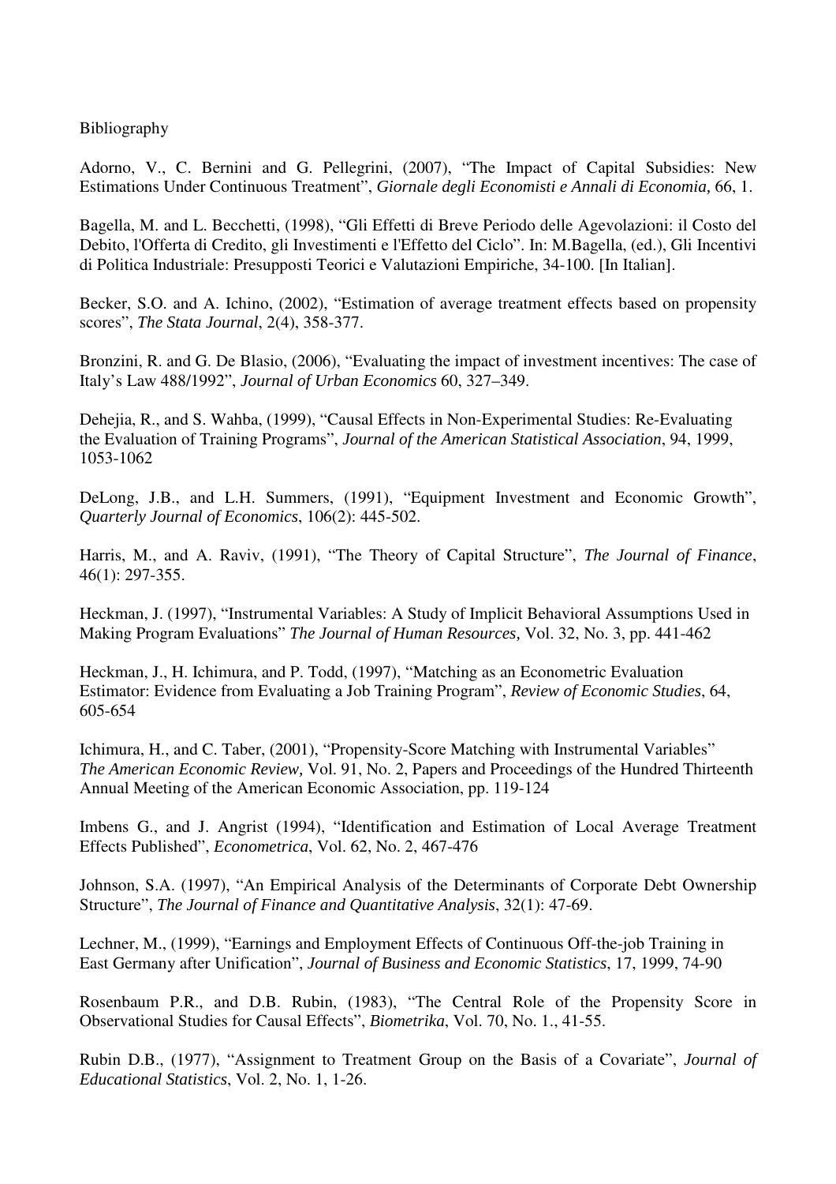Bibliography

Adorno, V., C. Bernini and G. Pellegrini, (2007), "The Impact of Capital Subsidies: New Estimations Under Continuous Treatment", *Giornale degli Economisti e Annali di Economia,* 66, 1.

Bagella, M. and L. Becchetti, (1998), "Gli Effetti di Breve Periodo delle Agevolazioni: il Costo del Debito, l'Offerta di Credito, gli Investimenti e l'Effetto del Ciclo". In: M.Bagella, (ed.), Gli Incentivi di Politica Industriale: Presupposti Teorici e Valutazioni Empiriche, 34-100. [In Italian].

Becker, S.O. and A. Ichino, (2002), "Estimation of average treatment effects based on propensity scores", *The Stata Journal*, 2(4), 358-377.

Bronzini, R. and G. De Blasio, (2006), "Evaluating the impact of investment incentives: The case of Italy's Law 488/1992", *Journal of Urban Economics* 60, 327–349.

Dehejia, R., and S. Wahba, (1999), "Causal Effects in Non-Experimental Studies: Re-Evaluating the Evaluation of Training Programs", *Journal of the American Statistical Association*, 94, 1999, 1053-1062

DeLong, J.B., and L.H. Summers, (1991), "Equipment Investment and Economic Growth", *Quarterly Journal of Economics*, 106(2): 445-502.

Harris, M., and A. Raviv, (1991), "The Theory of Capital Structure", *The Journal of Finance*, 46(1): 297-355.

Heckman, J. (1997), "Instrumental Variables: A Study of Implicit Behavioral Assumptions Used in Making Program Evaluations" *The Journal of Human Resources,* Vol. 32, No. 3, pp. 441-462

Heckman, J., H. Ichimura, and P. Todd, (1997), "Matching as an Econometric Evaluation Estimator: Evidence from Evaluating a Job Training Program", *Review of Economic Studies*, 64, 605-654

Ichimura, H., and C. Taber, (2001), "Propensity-Score Matching with Instrumental Variables" *The American Economic Review,* Vol. 91, No. 2, Papers and Proceedings of the Hundred Thirteenth Annual Meeting of the American Economic Association, pp. 119-124

Imbens G., and J. Angrist (1994), "Identification and Estimation of Local Average Treatment Effects Published", *Econometrica*, Vol. 62, No. 2, 467-476

Johnson, S.A. (1997), "An Empirical Analysis of the Determinants of Corporate Debt Ownership Structure", *The Journal of Finance and Quantitative Analysis*, 32(1): 47-69.

Lechner, M., (1999), "Earnings and Employment Effects of Continuous Off-the-job Training in East Germany after Unification", *Journal of Business and Economic Statistics*, 17, 1999, 74-90

Rosenbaum P.R., and D.B. Rubin, (1983), "The Central Role of the Propensity Score in Observational Studies for Causal Effects", *Biometrika*, Vol. 70, No. 1., 41-55.

Rubin D.B., (1977), "Assignment to Treatment Group on the Basis of a Covariate", *Journal of Educational Statistics*, Vol. 2, No. 1, 1-26.